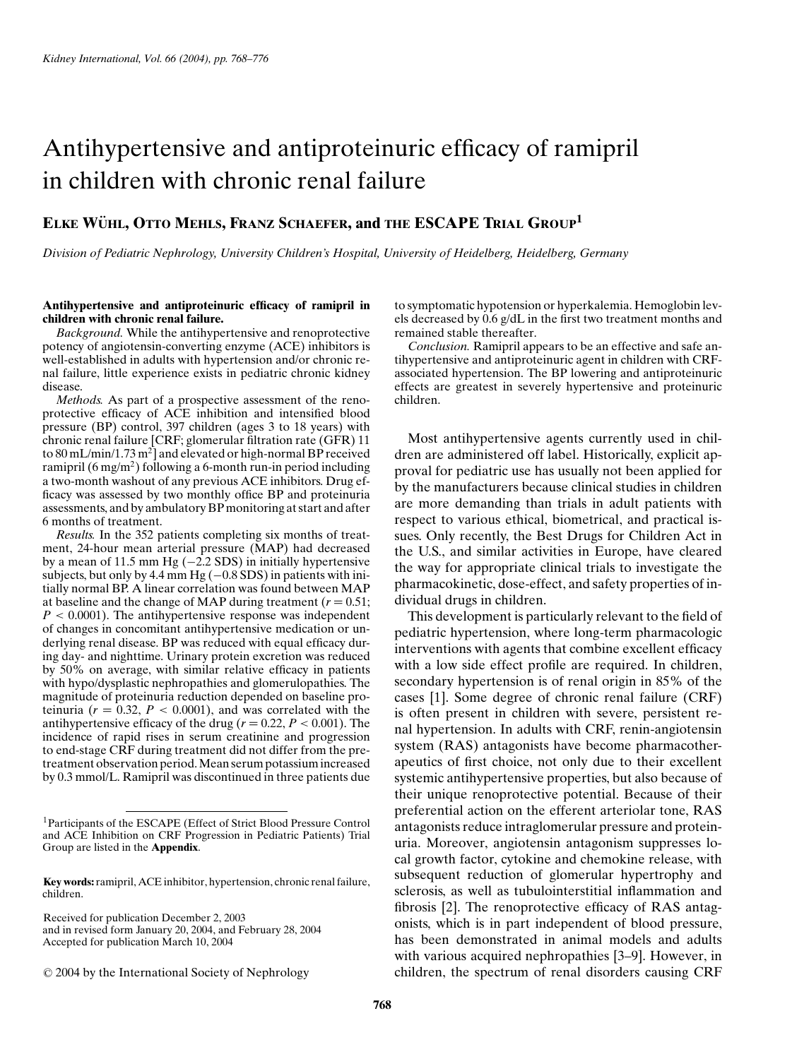# Antihypertensive and antiproteinuric efficacy of ramipril in children with chronic renal failure

**Elke Wühl, Otto Mehls, Franz Schaefer, and the ESCAPE Trial Group**[1]

*Division of Pediatric Nephrology, University Children's Hospital, University of Heidelberg, Heidelberg, Germany*

**Antihypertensive and antiproteinuric efficacy of ramipril in children with chronic renal failure.**

*Background.* While the antihypertensive and renoprotective potency of angiotensin-converting enzyme (ACE) inhibitors is well-established in adults with hypertension and/or chronic renal failure, little experience exists in pediatric chronic kidney disease.

*Methods.* As part of a prospective assessment of the renoprotective efficacy of ACE inhibition and intensified blood pressure (BP) control, 397 children (ages 3 to 18 years) with chronic renal failure [CRF; glomerular filtration rate (GFR) 11 to 80 mL/min/1.73 $m^2$] and elevated or high-normal BP received ramipril (6 mg/$m^2$) following a 6-month run-in period including a two-month washout of any previous ACE inhibitors. Drug efficacy was assessed by two monthly office BP and proteinuria assessments, and by ambulatory BP monitoring at start and after 6 months of treatment.

*Results.* In the 352 patients completing six months of treatment, 24-hour mean arterial pressure (MAP) had decreased by a mean of 11.5 mm Hg (−2.2 SDS) in initially hypertensive subjects, but only by 4.4 mm Hg (−0.8 SDS) in patients with initially normal BP. A linear correlation was found between MAP at baseline and the change of MAP during treatment ($r = 0.51$; $P < 0.0001$). The antihypertensive response was independent of changes in concomitant antihypertensive medication or underlying renal disease. BP was reduced with equal efficacy during day- and nighttime. Urinary protein excretion was reduced by 50% on average, with similar relative efficacy in patients with hypo/dysplastic nephropathies and glomerulopathies. The magnitude of proteinuria reduction depended on baseline proteinuria ($r = 0.32$, $P < 0.0001$), and was correlated with the antihypertensive efficacy of the drug ($r = 0.22$, $P < 0.001$). The incidence of rapid rises in serum creatinine and progression to end-stage CRF during treatment did not differ from the pretreatment observation period. Mean serum potassium increased by 0.3 mmol/L. Ramipril was discontinued in three patients due to symptomatic hypotension or hyperkalemia. Hemoglobin levels decreased by 0.6 g/dL in the first two treatment months and remained stable thereafter.

*Conclusion.* Ramipril appears to be an effective and safe antihypertensive and antiproteinuric agent in children with CRF-associated hypertension. The BP lowering and antiproteinuric effects are greatest in severely hypertensive and proteinuric children.

[1]Participants of the ESCAPE (Effect of Strict Blood Pressure Control and ACE Inhibition on CRF Progression in Pediatric Patients) Trial Group are listed in the **Appendix**.

**Key words:** ramipril, ACE inhibitor, hypertension, chronic renal failure, children.

Received for publication December 2, 2003
and in revised form January 20, 2004, and February 28, 2004
Accepted for publication March 10, 2004

© 2004 by the International Society of Nephrology

Most antihypertensive agents currently used in children are administered off label. Historically, explicit approval for pediatric use has usually not been applied for by the manufacturers because clinical studies in children are more demanding than trials in adult patients with respect to various ethical, biometrical, and practical issues. Only recently, the Best Drugs for Children Act in the U.S., and similar activities in Europe, have cleared the way for appropriate clinical trials to investigate the pharmacokinetic, dose-effect, and safety properties of individual drugs in children.

This development is particularly relevant to the field of pediatric hypertension, where long-term pharmacologic interventions with agents that combine excellent efficacy with a low side effect profile are required. In children, secondary hypertension is of renal origin in 85% of the cases [1]. Some degree of chronic renal failure (CRF) is often present in children with severe, persistent renal hypertension. In adults with CRF, renin-angiotensin system (RAS) antagonists have become pharmacotherapeutics of first choice, not only due to their excellent systemic antihypertensive properties, but also because of their unique renoprotective potential. Because of their preferential action on the efferent arteriolar tone, RAS antagonists reduce intraglomerular pressure and proteinuria. Moreover, angiotensin antagonism suppresses local growth factor, cytokine and chemokine release, with subsequent reduction of glomerular hypertrophy and sclerosis, as well as tubulointerstitial inflammation and fibrosis [2]. The renoprotective efficacy of RAS antagonists, which is in part independent of blood pressure, has been demonstrated in animal models and adults with various acquired nephropathies [3–9]. However, in children, the spectrum of renal disorders causing CRF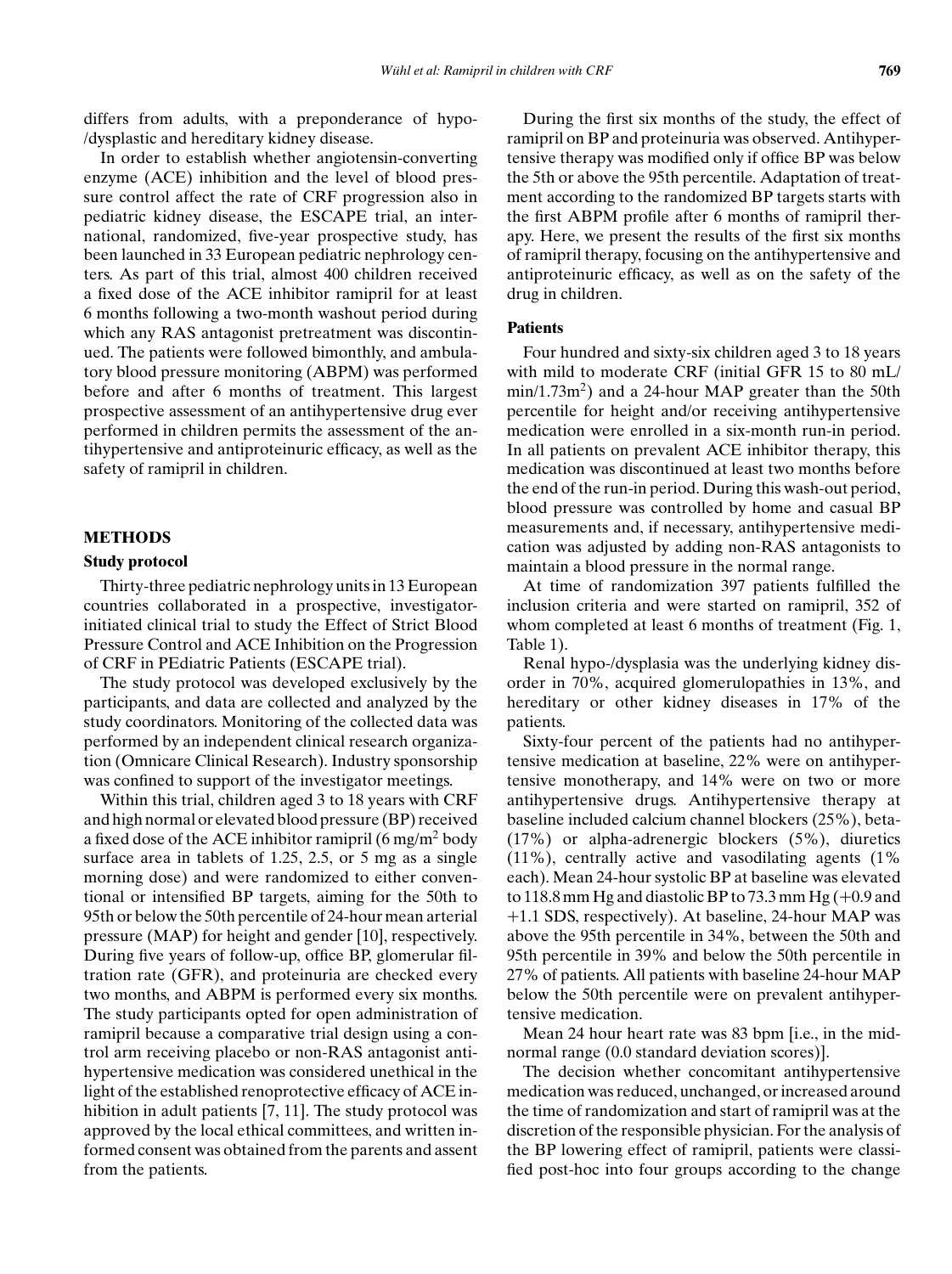differs from adults, with a preponderance of hypo-/dysplastic and hereditary kidney disease.

In order to establish whether angiotensin-converting enzyme (ACE) inhibition and the level of blood pressure control affect the rate of CRF progression also in pediatric kidney disease, the ESCAPE trial, an international, randomized, five-year prospective study, has been launched in 33 European pediatric nephrology centers. As part of this trial, almost 400 children received a fixed dose of the ACE inhibitor ramipril for at least 6 months following a two-month washout period during which any RAS antagonist pretreatment was discontinued. The patients were followed bimonthly, and ambulatory blood pressure monitoring (ABPM) was performed before and after 6 months of treatment. This largest prospective assessment of an antihypertensive drug ever performed in children permits the assessment of the antihypertensive and antiproteinuric efficacy, as well as the safety of ramipril in children.

## METHODS

### Study protocol

Thirty-three pediatric nephrology units in 13 European countries collaborated in a prospective, investigator-initiated clinical trial to study the Effect of Strict Blood Pressure Control and ACE Inhibition on the Progression of CRF in PEdiatric Patients (ESCAPE trial).

The study protocol was developed exclusively by the participants, and data are collected and analyzed by the study coordinators. Monitoring of the collected data was performed by an independent clinical research organization (Omnicare Clinical Research). Industry sponsorship was confined to support of the investigator meetings.

Within this trial, children aged 3 to 18 years with CRF and high normal or elevated blood pressure (BP) received a fixed dose of the ACE inhibitor ramipril (6 mg/$m^2$ body surface area in tablets of 1.25, 2.5, or 5 mg as a single morning dose) and were randomized to either conventional or intensified BP targets, aiming for the 50th to 95th or below the 50th percentile of 24-hour mean arterial pressure (MAP) for height and gender [10], respectively. During five years of follow-up, office BP, glomerular filtration rate (GFR), and proteinuria are checked every two months, and ABPM is performed every six months. The study participants opted for open administration of ramipril because a comparative trial design using a control arm receiving placebo or non-RAS antagonist antihypertensive medication was considered unethical in the light of the established renoprotective efficacy of ACE inhibition in adult patients [7, 11]. The study protocol was approved by the local ethical committees, and written informed consent was obtained from the parents and assent from the patients.

During the first six months of the study, the effect of ramipril on BP and proteinuria was observed. Antihypertensive therapy was modified only if office BP was below the 5th or above the 95th percentile. Adaptation of treatment according to the randomized BP targets starts with the first ABPM profile after 6 months of ramipril therapy. Here, we present the results of the first six months of ramipril therapy, focusing on the antihypertensive and antiproteinuric efficacy, as well as on the safety of the drug in children.

### Patients

Four hundred and sixty-six children aged 3 to 18 years with mild to moderate CRF (initial GFR 15 to 80 mL/min/1.73$m^2$) and a 24-hour MAP greater than the 50th percentile for height and/or receiving antihypertensive medication were enrolled in a six-month run-in period. In all patients on prevalent ACE inhibitor therapy, this medication was discontinued at least two months before the end of the run-in period. During this wash-out period, blood pressure was controlled by home and casual BP measurements and, if necessary, antihypertensive medication was adjusted by adding non-RAS antagonists to maintain a blood pressure in the normal range.

At time of randomization 397 patients fulfilled the inclusion criteria and were started on ramipril, 352 of whom completed at least 6 months of treatment (Fig. 1, Table 1).

Renal hypo-/dysplasia was the underlying kidney disorder in 70%, acquired glomerulopathies in 13%, and hereditary or other kidney diseases in 17% of the patients.

Sixty-four percent of the patients had no antihypertensive medication at baseline, 22% were on antihypertensive monotherapy, and 14% were on two or more antihypertensive drugs. Antihypertensive therapy at baseline included calcium channel blockers (25%), beta- (17%) or alpha-adrenergic blockers (5%), diuretics (11%), centrally active and vasodilating agents (1% each). Mean 24-hour systolic BP at baseline was elevated to 118.8 mm Hg and diastolic BP to 73.3 mm Hg (+0.9 and +1.1 SDS, respectively). At baseline, 24-hour MAP was above the 95th percentile in 34%, between the 50th and 95th percentile in 39% and below the 50th percentile in 27% of patients. All patients with baseline 24-hour MAP below the 50th percentile were on prevalent antihypertensive medication.

Mean 24 hour heart rate was 83 bpm [i.e., in the mid-normal range (0.0 standard deviation scores)].

The decision whether concomitant antihypertensive medication was reduced, unchanged, or increased around the time of randomization and start of ramipril was at the discretion of the responsible physician. For the analysis of the BP lowering effect of ramipril, patients were classified post-hoc into four groups according to the change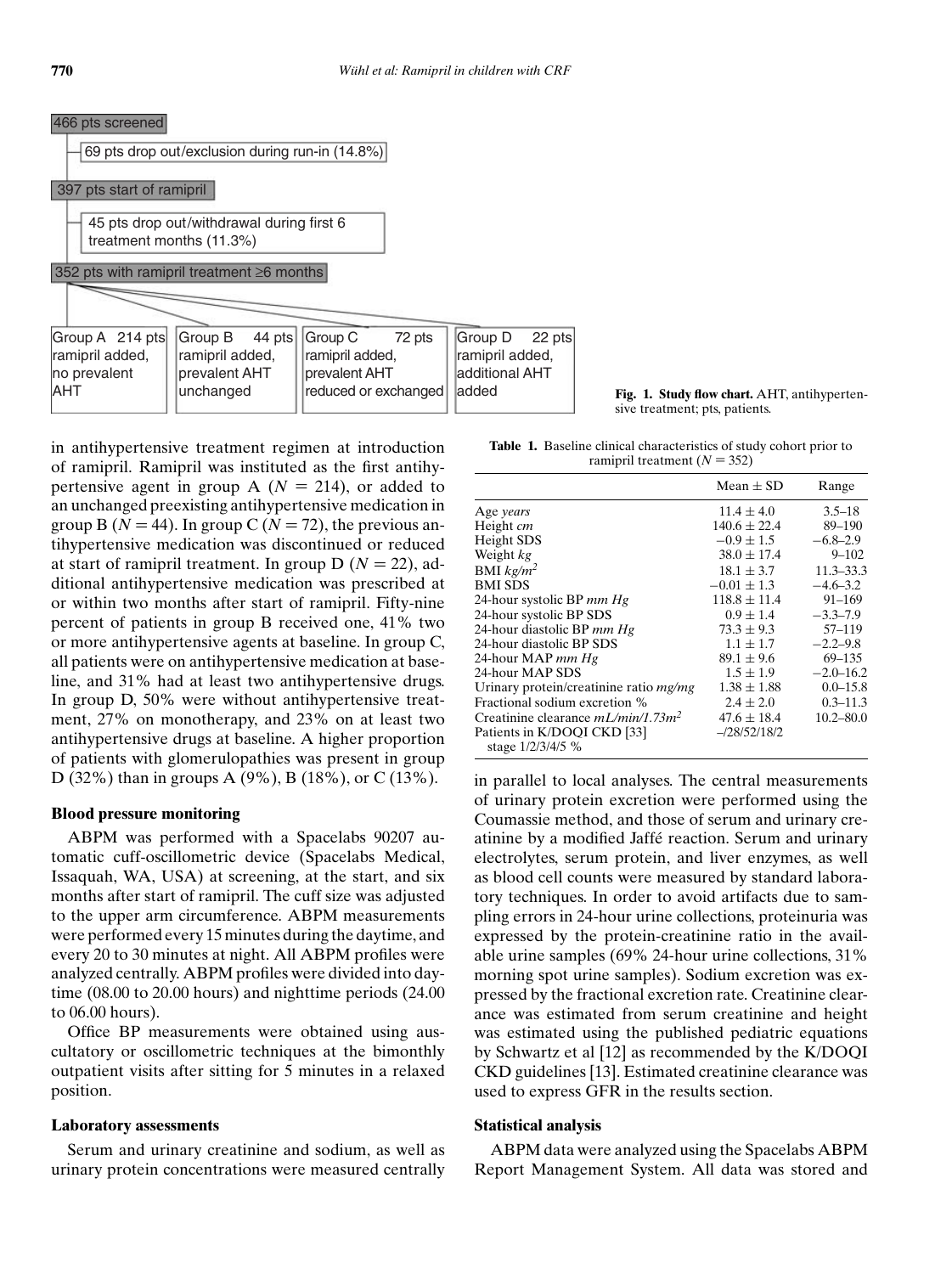466 pts screened

69 pts drop out/exclusion during run-in (14.8%)

397 pts start of ramipril

45 pts drop out/withdrawal during first 6 treatment months (11.3%)

352 pts with ramipril treatment ≥6 months

| Group A 214 pts | Group B 44 pts | Group C 72 pts | Group D 22 pts |
|---|---|---|---|
| ramipril added, no prevalent AHT | ramipril added, prevalent AHT unchanged | ramipril added, prevalent AHT reduced or exchanged | ramipril added, additional AHT added |

**Fig. 1. Study flow chart.** AHT, antihypertensive treatment; pts, patients.

in antihypertensive treatment regimen at introduction of ramipril. Ramipril was instituted as the first antihypertensive agent in group A ($N = 214$), or added to an unchanged preexisting antihypertensive medication in group B ($N = 44$). In group C ($N = 72$), the previous antihypertensive medication was discontinued or reduced at start of ramipril treatment. In group D ($N = 22$), additional antihypertensive medication was prescribed at or within two months after start of ramipril. Fifty-nine percent of patients in group B received one, 41% two or more antihypertensive agents at baseline. In group C, all patients were on antihypertensive medication at baseline, and 31% had at least two antihypertensive drugs. In group D, 50% were without antihypertensive treatment, 27% on monotherapy, and 23% on at least two antihypertensive drugs at baseline. A higher proportion of patients with glomerulopathies was present in group D (32%) than in groups A (9%), B (18%), or C (13%).

### Blood pressure monitoring

ABPM was performed with a Spacelabs 90207 automatic cuff-oscillometric device (Spacelabs Medical, Issaquah, WA, USA) at screening, at the start, and six months after start of ramipril. The cuff size was adjusted to the upper arm circumference. ABPM measurements were performed every 15 minutes during the daytime, and every 20 to 30 minutes at night. All ABPM profiles were analyzed centrally. ABPM profiles were divided into daytime (08.00 to 20.00 hours) and nighttime periods (24.00 to 06.00 hours).

Office BP measurements were obtained using auscultatory or oscillometric techniques at the bimonthly outpatient visits after sitting for 5 minutes in a relaxed position.

### Laboratory assessments

Serum and urinary creatinine and sodium, as well as urinary protein concentrations were measured centrally in parallel to local analyses. The central measurements of urinary protein excretion were performed using the Coumassie method, and those of serum and urinary creatinine by a modified Jaffé reaction. Serum and urinary electrolytes, serum protein, and liver enzymes, as well as blood cell counts were measured by standard laboratory techniques. In order to avoid artifacts due to sampling errors in 24-hour urine collections, proteinuria was expressed by the protein-creatinine ratio in the available urine samples (69% 24-hour urine collections, 31% morning spot urine samples). Sodium excretion was expressed by the fractional excretion rate. Creatinine clearance was estimated from serum creatinine and height was estimated using the published pediatric equations by Schwartz et al [12] as recommended by the K/DOQI CKD guidelines [13]. Estimated creatinine clearance was used to express GFR in the results section.

**Table 1.** Baseline clinical characteristics of study cohort prior to ramipril treatment ($N = 352$)

| | Mean ± SD | Range |
|---|---|---|
| Age *years* | 11.4 ± 4.0 | 3.5–18 |
| Height *cm* | 140.6 ± 22.4 | 89–190 |
| Height SDS | −0.9 ± 1.5 | −6.8–2.9 |
| Weight *kg* | 38.0 ± 17.4 | 9–102 |
| BMI $kg/m^2$ | 18.1 ± 3.7 | 11.3–33.3 |
| BMI SDS | −0.01 ± 1.3 | −4.6–3.2 |
| 24-hour systolic BP *mm Hg* | 118.8 ± 11.4 | 91–169 |
| 24-hour systolic BP SDS | 0.9 ± 1.4 | −3.3–7.9 |
| 24-hour diastolic BP *mm Hg* | 73.3 ± 9.3 | 57–119 |
| 24-hour diastolic BP SDS | 1.1 ± 1.7 | −2.2–9.8 |
| 24-hour MAP *mm Hg* | 89.1 ± 9.6 | 69–135 |
| 24-hour MAP SDS | 1.5 ± 1.9 | −2.0–16.2 |
| Urinary protein/creatinine ratio *mg/mg* | 1.38 ± 1.88 | 0.0–15.8 |
| Fractional sodium excretion % | 2.4 ± 2.0 | 0.3–11.3 |
| Creatinine clearance $mL/min/1.73m^2$ | 47.6 ± 18.4 | 10.2–80.0 |
| Patients in K/DOQI CKD [33] stage 1/2/3/4/5 % | –/28/52/18/2 | |

### Statistical analysis

ABPM data were analyzed using the Spacelabs ABPM Report Management System. All data was stored and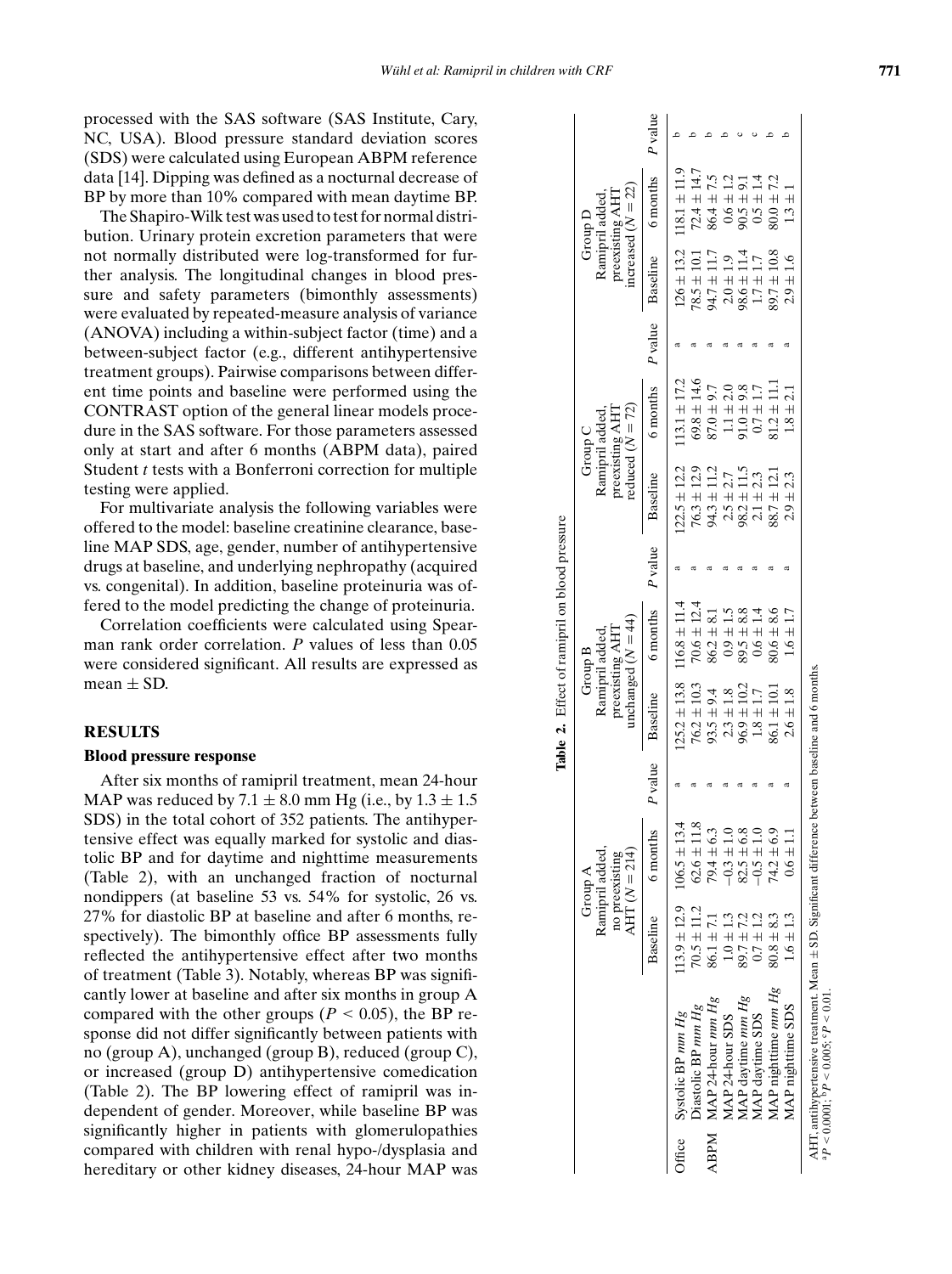processed with the SAS software (SAS Institute, Cary, NC, USA). Blood pressure standard deviation scores (SDS) were calculated using European ABPM reference data [14]. Dipping was defined as a nocturnal decrease of BP by more than 10% compared with mean daytime BP.

The Shapiro-Wilk test was used to test for normal distribution. Urinary protein excretion parameters that were not normally distributed were log-transformed for further analysis. The longitudinal changes in blood pressure and safety parameters (bimonthly assessments) were evaluated by repeated-measure analysis of variance (ANOVA) including a within-subject factor (time) and a between-subject factor (e.g., different antihypertensive treatment groups). Pairwise comparisons between different time points and baseline were performed using the CONTRAST option of the general linear models procedure in the SAS software. For those parameters assessed only at start and after 6 months (ABPM data), paired Student *t* tests with a Bonferroni correction for multiple testing were applied.

For multivariate analysis the following variables were offered to the model: baseline creatinine clearance, baseline MAP SDS, age, gender, number of antihypertensive drugs at baseline, and underlying nephropathy (acquired vs. congenital). In addition, baseline proteinuria was offered to the model predicting the change of proteinuria.

Correlation coefficients were calculated using Spearman rank order correlation. *P* values of less than 0.05 were considered significant. All results are expressed as mean ± SD.

## RESULTS

### Blood pressure response

After six months of ramipril treatment, mean 24-hour MAP was reduced by 7.1 ± 8.0 mm Hg (i.e., by 1.3 ± 1.5 SDS) in the total cohort of 352 patients. The antihypertensive effect was equally marked for systolic and diastolic BP and for daytime and nighttime measurements (Table 2), with an unchanged fraction of nocturnal nondippers (at baseline 53 vs. 54% for systolic, 26 vs. 27% for diastolic BP at baseline and after 6 months, respectively). The bimonthly office BP assessments fully reflected the antihypertensive effect after two months of treatment (Table 3). Notably, whereas BP was significantly lower at baseline and after six months in group A compared with the other groups ($P < 0.05$), the BP response did not differ significantly between patients with no (group A), unchanged (group B), reduced (group C), or increased (group D) antihypertensive comedication (Table 2). The BP lowering effect of ramipril was independent of gender. Moreover, while baseline BP was significantly higher in patients with glomerulopathies compared with children with renal hypo-/dysplasia and hereditary or other kidney diseases, 24-hour MAP was

**Table 2.** Effect of ramipril on blood pressure

| | | Group A Ramipril added, no preexisting AHT ($N = 214$) | | | Group B Ramipril added, preexisting AHT unchanged ($N = 44$) | | | Group C Ramipril added, preexisting AHT reduced ($N = 72$) | | | Group D Ramipril added, preexisting AHT increased ($N = 22$) | | |
|---|---|---|---|---|---|---|---|---|---|---|---|---|---|
| | | Baseline | 6 months | *P* value | Baseline | 6 months | *P* value | Baseline | 6 months | *P* value | Baseline | 6 months | *P* value |
| Office | Systolic BP *mm Hg* | 113.9 ± 12.9 | 106.5 ± 13.4 | a | 125.2 ± 13.8 | 116.8 ± 11.4 | a | 122.5 ± 12.2 | 113.1 ± 17.2 | a | 126 ± 13.2 | 118.1 ± 11.9 | b |
| | Diastolic BP *mm Hg* | 70.5 ± 11.2 | 62.6 ± 11.8 | a | 76.2 ± 10.3 | 70.6 ± 12.4 | a | 76.3 ± 12.9 | 69.8 ± 14.6 | a | 78.5 ± 10.1 | 72.4 ± 14.7 | b |
| ABPM | MAP 24-hour *mm Hg* | 86.1 ± 7.1 | 79.4 ± 6.3 | a | 93.5 ± 9.4 | 86.2 ± 8.1 | a | 94.3 ± 11.2 | 87.0 ± 9.7 | a | 94.7 ± 11.7 | 86.4 ± 7.5 | b |
| | MAP 24-hour SDS | 1.0 ± 1.3 | −0.3 ± 1.0 | a | 2.3 ± 1.8 | 0.9 ± 1.5 | a | 2.5 ± 2.7 | 1.1 ± 2.0 | a | 2.0 ± 1.9 | 0.6 ± 1.2 | b |
| | MAP daytime *mm Hg* | 89.7 ± 7.2 | 82.5 ± 6.8 | a | 96.9 ± 10.2 | 89.5 ± 8.8 | a | 98.2 ± 11.5 | 91.0 ± 9.8 | a | 98.6 ± 11.4 | 90.5 ± 9.1 | c |
| | MAP daytime SDS | 0.7 ± 1.2 | −0.5 ± 1.0 | a | 1.8 ± 1.7 | 0.6 ± 1.4 | a | 2.1 ± 2.3 | 0.7 ± 1.7 | a | 1.7 ± 1.7 | 0.5 ± 1.4 | c |
| | MAP nighttime *mm Hg* | 80.8 ± 8.3 | 74.2 ± 6.9 | a | 86.1 ± 10.1 | 80.6 ± 8.6 | a | 88.7 ± 12.1 | 81.2 ± 11.1 | a | 89.7 ± 10.8 | 80.0 ± 7.2 | b |
| | MAP nighttime SDS | 1.6 ± 1.3 | 0.6 ± 1.1 | a | 2.6 ± 1.8 | 1.6 ± 1.7 | a | 2.9 ± 2.3 | 1.8 ± 2.1 | a | 2.9 ± 1.6 | 1.3 ± 1 | b |

AHT, antihypertensive treatment. Mean ± SD. Significant difference between baseline and 6 months.
[a]$P < 0.0001$; [b]$P < 0.005$; [c]$P < 0.01$.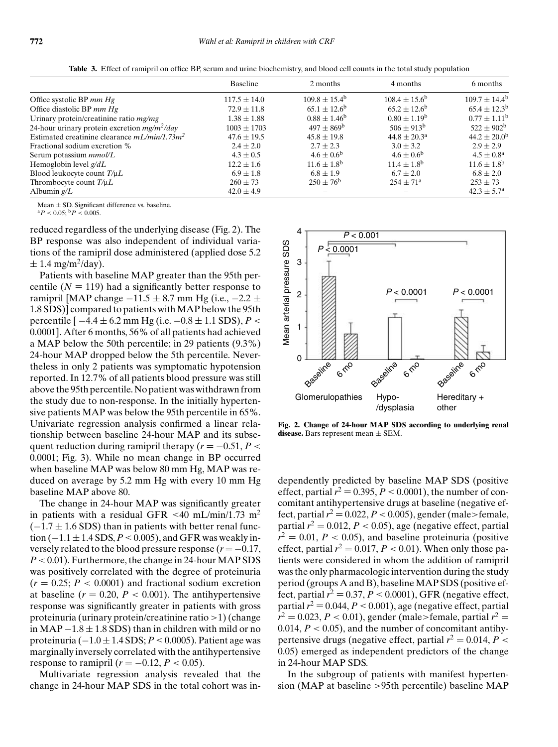**Table 3.** Effect of ramipril on office BP, serum and urine biochemistry, and blood cell counts in the total study population

| | Baseline | 2 months | 4 months | 6 months |
|---|---|---|---|---|
| Office systolic BP *mm Hg* | $117.5 \pm 14.0$ | $109.8 \pm 15.4^b$ | $108.4 \pm 15.6^b$ | $109.7 \pm 14.4^b$ |
| Office diastolic BP *mm Hg* | $72.9 \pm 11.8$ | $65.1 \pm 12.6^b$ | $65.2 \pm 12.6^b$ | $65.4 \pm 12.3^b$ |
| Urinary protein/creatinine ratio *mg/mg* | $1.38 \pm 1.88$ | $0.88 \pm 1.46^b$ | $0.80 \pm 1.19^b$ | $0.77 \pm 1.11^b$ |
| 24-hour urinary protein excretion *mg/m²/day* | $1003 \pm 1703$ | $497 \pm 869^b$ | $506 \pm 913^b$ | $522 \pm 902^b$ |
| Estimated creatinine clearance *mL/min/1.73m²* | $47.6 \pm 19.5$ | $45.8 \pm 19.8$ | $44.8 \pm 20.3^a$ | $44.2 \pm 20.0^b$ |
| Fractional sodium excretion % | $2.4 \pm 2.0$ | $2.7 \pm 2.3$ | $3.0 \pm 3.2$ | $2.9 \pm 2.9$ |
| Serum potassium *mmol/L* | $4.3 \pm 0.5$ | $4.6 \pm 0.6^b$ | $4.6 \pm 0.6^b$ | $4.5 \pm 0.8^a$ |
| Hemoglobin level *g/dL* | $12.2 \pm 1.6$ | $11.6 \pm 1.8^b$ | $11.4 \pm 1.8^b$ | $11.6 \pm 1.8^b$ |
| Blood leukocyte count *T/μL* | $6.9 \pm 1.8$ | $6.8 \pm 1.9$ | $6.7 \pm 2.0$ | $6.8 \pm 2.0$ |
| Thrombocyte count *T/μL* | $260 \pm 73$ | $250 \pm 76^b$ | $254 \pm 71^a$ | $253 \pm 73$ |
| Albumin *g/L* | $42.0 \pm 4.9$ | – | – | $42.3 \pm 5.7^a$ |

Mean ± SD. Significant difference vs. baseline.
[a] $P < 0.05$; [b] $P < 0.005$.

reduced regardless of the underlying disease (Fig. 2). The BP response was also independent of individual variations of the ramipril dose administered (applied dose 5.2 ± 1.4 mg/m²/day).

Patients with baseline MAP greater than the 95th percentile ($N = 119$) had a significantly better response to ramipril [MAP change $-11.5 \pm 8.7$ mm Hg (i.e., $-2.2 \pm 1.8$ SDS)] compared to patients with MAP below the 95th percentile [ $-4.4 \pm 6.2$ mm Hg (i.e. $-0.8 \pm 1.1$ SDS), $P < 0.0001$]. After 6 months, 56% of all patients had achieved a MAP below the 50th percentile; in 29 patients (9.3%) 24-hour MAP dropped below the 5th percentile. Nevertheless in only 2 patients was symptomatic hypotension reported. In 12.7% of all patients blood pressure was still above the 95th percentile. No patient was withdrawn from the study due to non-response. In the initially hypertensive patients MAP was below the 95th percentile in 65%. Univariate regression analysis confirmed a linear relationship between baseline 24-hour MAP and its subsequent reduction during ramipril therapy ($r = -0.51$, $P < 0.0001$; Fig. 3). While no mean change in BP occurred when baseline MAP was below 80 mm Hg, MAP was reduced on average by 5.2 mm Hg with every 10 mm Hg baseline MAP above 80.

The change in 24-hour MAP was significantly greater in patients with a residual GFR <40 mL/min/1.73 m² ($-1.7 \pm 1.6$ SDS) than in patients with better renal function ($-1.1 \pm 1.4$ SDS, $P < 0.005$), and GFR was weakly inversely related to the blood pressure response ($r = -0.17$, $P < 0.01$). Furthermore, the change in 24-hour MAP SDS was positively correlated with the degree of proteinuria ($r = 0.25$; $P < 0.0001$) and fractional sodium excretion at baseline ($r = 0.20$, $P < 0.001$). The antihypertensive response was significantly greater in patients with gross proteinuria (urinary protein/creatinine ratio >1) (change in MAP $-1.8 \pm 1.8$ SDS) than in children with mild or no proteinuria ($-1.0 \pm 1.4$ SDS; $P < 0.0005$). Patient age was marginally inversely correlated with the antihypertensive response to ramipril ($r = -0.12$, $P < 0.05$).

Multivariate regression analysis revealed that the change in 24-hour MAP SDS in the total cohort was independently predicted by baseline MAP SDS (positive effect, partial $r^2 = 0.395$, $P < 0.0001$), the number of concomitant antihypertensive drugs at baseline (negative effect, partial $r^2 = 0.022$, $P < 0.005$), gender (male>female, partial $r^2 = 0.012$, $P < 0.05$), age (negative effect, partial $r^2 = 0.01$, $P < 0.05$), and baseline proteinuria (positive effect, partial $r^2 = 0.017$, $P < 0.01$). When only those patients were considered in whom the addition of ramipril was the only pharmacologic intervention during the study period (groups A and B), baseline MAP SDS (positive effect, partial $r^2 = 0.37$, $P < 0.0001$), GFR (negative effect, partial $r^2 = 0.044$, $P < 0.001$), age (negative effect, partial $r^2 = 0.023$, $P < 0.01$), gender (male>female, partial $r^2 = 0.014$, $P < 0.05$), and the number of concomitant antihypertensive drugs (negative effect, partial $r^2 = 0.014$, $P < 0.05$) emerged as independent predictors of the change in 24-hour MAP SDS.

In the subgroup of patients with manifest hypertension (MAP at baseline >95th percentile) baseline MAP

**Fig. 2. Change of 24-hour MAP SDS according to underlying renal disease.** Bars represent mean ± SEM.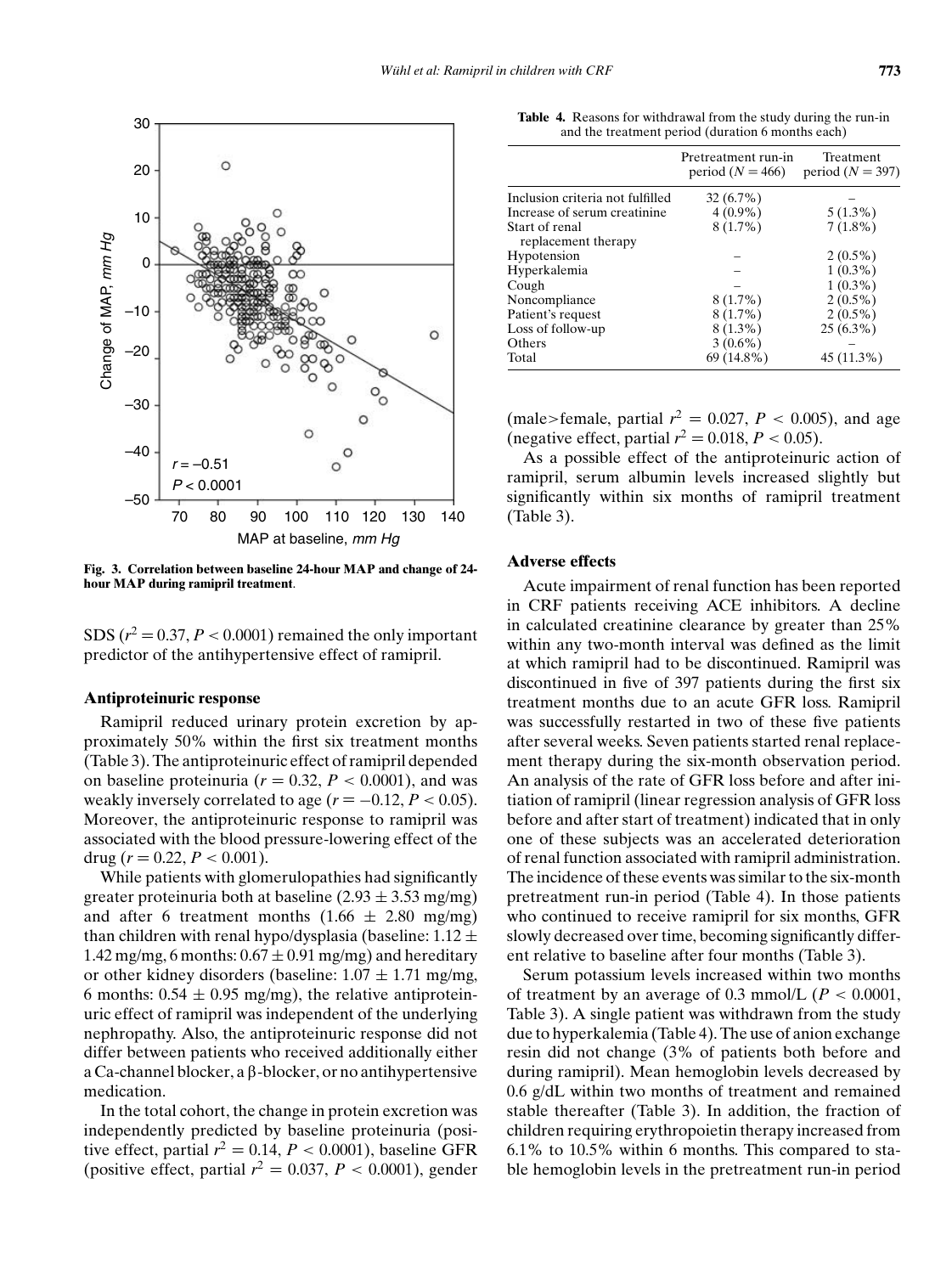Fig. 3. Correlation between baseline 24-hour MAP and change of 24-hour MAP during ramipril treatment.

SDS ($r^2 = 0.37$, $P < 0.0001$) remained the only important predictor of the antihypertensive effect of ramipril.

### Antiproteinuric response

Ramipril reduced urinary protein excretion by approximately 50% within the first six treatment months (Table 3). The antiproteinuric effect of ramipril depended on baseline proteinuria ($r = 0.32$, $P < 0.0001$), and was weakly inversely correlated to age ($r = -0.12$, $P < 0.05$). Moreover, the antiproteinuric response to ramipril was associated with the blood pressure-lowering effect of the drug ($r = 0.22$, $P < 0.001$).

While patients with glomerulopathies had significantly greater proteinuria both at baseline ($2.93 \pm 3.53$ mg/mg) and after 6 treatment months ($1.66 \pm 2.80$ mg/mg) than children with renal hypo/dysplasia (baseline: $1.12 \pm 1.42$ mg/mg, 6 months: $0.67 \pm 0.91$ mg/mg) and hereditary or other kidney disorders (baseline: $1.07 \pm 1.71$ mg/mg, 6 months: $0.54 \pm 0.95$ mg/mg), the relative antiproteinuric effect of ramipril was independent of the underlying nephropathy. Also, the antiproteinuric response did not differ between patients who received additionally either a Ca-channel blocker, a β-blocker, or no antihypertensive medication.

In the total cohort, the change in protein excretion was independently predicted by baseline proteinuria (positive effect, partial $r^2 = 0.14$, $P < 0.0001$), baseline GFR (positive effect, partial $r^2 = 0.037$, $P < 0.0001$), gender (male>female, partial $r^2 = 0.027$, $P < 0.005$), and age (negative effect, partial $r^2 = 0.018$, $P < 0.05$).

As a possible effect of the antiproteinuric action of ramipril, serum albumin levels increased slightly but significantly within six months of ramipril treatment (Table 3).

**Table 4.** Reasons for withdrawal from the study during the run-in and the treatment period (duration 6 months each)

| | Pretreatment run-in period ($N = 466$) | Treatment period ($N = 397$) |
|---|---|---|
| Inclusion criteria not fulfilled | 32 (6.7%) | – |
| Increase of serum creatinine | 4 (0.9%) | 5 (1.3%) |
| Start of renal replacement therapy | 8 (1.7%) | 7 (1.8%) |
| Hypotension | – | 2 (0.5%) |
| Hyperkalemia | – | 1 (0.3%) |
| Cough | – | 1 (0.3%) |
| Noncompliance | 8 (1.7%) | 2 (0.5%) |
| Patient's request | 8 (1.7%) | 2 (0.5%) |
| Loss of follow-up | 8 (1.3%) | 25 (6.3%) |
| Others | 3 (0.6%) | – |
| Total | 69 (14.8%) | 45 (11.3%) |

### Adverse effects

Acute impairment of renal function has been reported in CRF patients receiving ACE inhibitors. A decline in calculated creatinine clearance by greater than 25% within any two-month interval was defined as the limit at which ramipril had to be discontinued. Ramipril was discontinued in five of 397 patients during the first six treatment months due to an acute GFR loss. Ramipril was successfully restarted in two of these five patients after several weeks. Seven patients started renal replacement therapy during the six-month observation period. An analysis of the rate of GFR loss before and after initiation of ramipril (linear regression analysis of GFR loss before and after start of treatment) indicated that in only one of these subjects was an accelerated deterioration of renal function associated with ramipril administration. The incidence of these events was similar to the six-month pretreatment run-in period (Table 4). In those patients who continued to receive ramipril for six months, GFR slowly decreased over time, becoming significantly different relative to baseline after four months (Table 3).

Serum potassium levels increased within two months of treatment by an average of 0.3 mmol/L ($P < 0.0001$, Table 3). A single patient was withdrawn from the study due to hyperkalemia (Table 4). The use of anion exchange resin did not change (3% of patients both before and during ramipril). Mean hemoglobin levels decreased by 0.6 g/dL within two months of treatment and remained stable thereafter (Table 3). In addition, the fraction of children requiring erythropoietin therapy increased from 6.1% to 10.5% within 6 months. This compared to stable hemoglobin levels in the pretreatment run-in period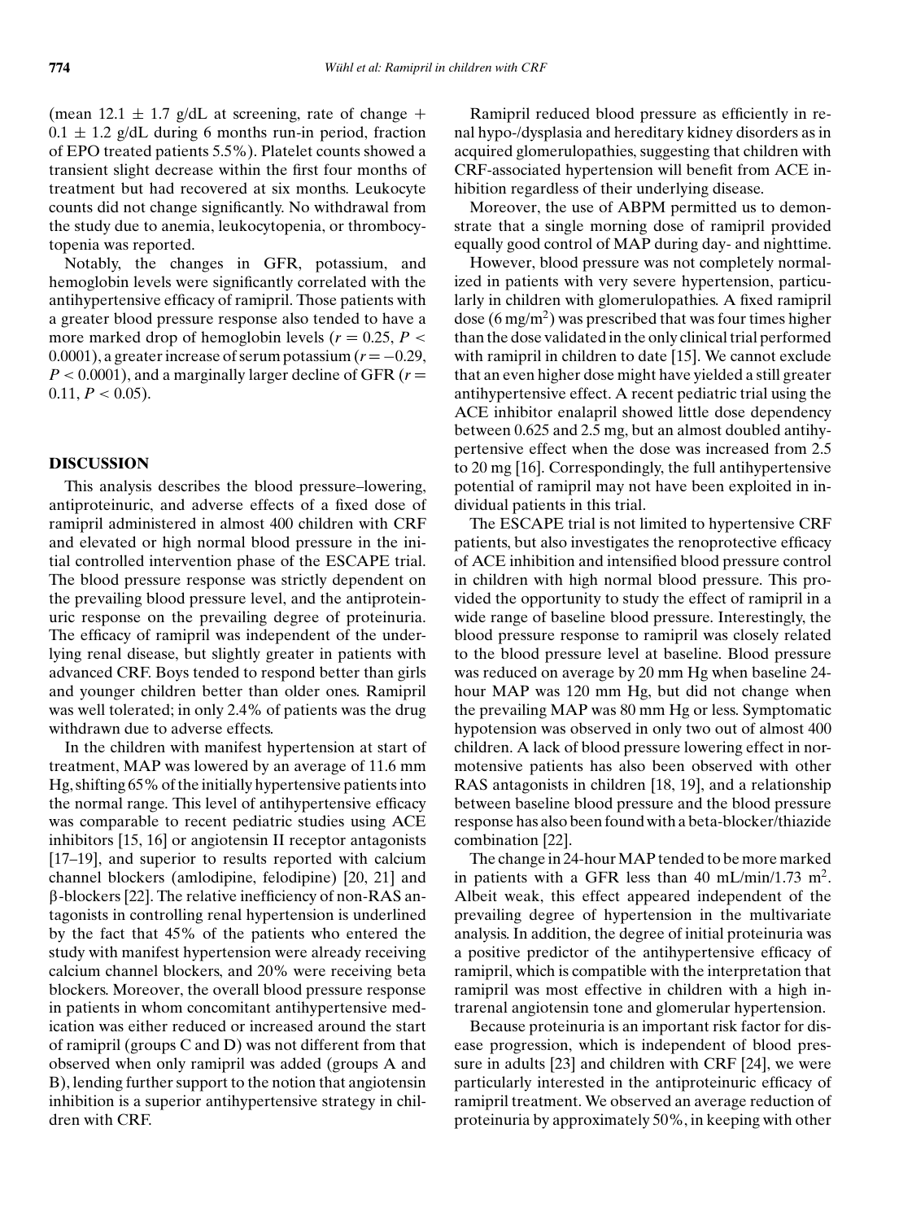(mean $12.1 \pm 1.7$ g/dL at screening, rate of change $+ 0.1 \pm 1.2$ g/dL during 6 months run-in period, fraction of EPO treated patients 5.5%). Platelet counts showed a transient slight decrease within the first four months of treatment but had recovered at six months. Leukocyte counts did not change significantly. No withdrawal from the study due to anemia, leukocytopenia, or thrombocytopenia was reported.

Notably, the changes in GFR, potassium, and hemoglobin levels were significantly correlated with the antihypertensive efficacy of ramipril. Those patients with a greater blood pressure response also tended to have a more marked drop of hemoglobin levels ($r = 0.25$, $P < 0.0001$), a greater increase of serum potassium ($r = -0.29$, $P < 0.0001$), and a marginally larger decline of GFR ($r = 0.11$, $P < 0.05$).

## DISCUSSION

This analysis describes the blood pressure–lowering, antiproteinuric, and adverse effects of a fixed dose of ramipril administered in almost 400 children with CRF and elevated or high normal blood pressure in the initial controlled intervention phase of the ESCAPE trial. The blood pressure response was strictly dependent on the prevailing blood pressure level, and the antiproteinuric response on the prevailing degree of proteinuria. The efficacy of ramipril was independent of the underlying renal disease, but slightly greater in patients with advanced CRF. Boys tended to respond better than girls and younger children better than older ones. Ramipril was well tolerated; in only 2.4% of patients was the drug withdrawn due to adverse effects.

In the children with manifest hypertension at start of treatment, MAP was lowered by an average of 11.6 mm Hg, shifting 65% of the initially hypertensive patients into the normal range. This level of antihypertensive efficacy was comparable to recent pediatric studies using ACE inhibitors [15, 16] or angiotensin II receptor antagonists [17–19], and superior to results reported with calcium channel blockers (amlodipine, felodipine) [20, 21] and β-blockers [22]. The relative inefficiency of non-RAS antagonists in controlling renal hypertension is underlined by the fact that 45% of the patients who entered the study with manifest hypertension were already receiving calcium channel blockers, and 20% were receiving beta blockers. Moreover, the overall blood pressure response in patients in whom concomitant antihypertensive medication was either reduced or increased around the start of ramipril (groups C and D) was not different from that observed when only ramipril was added (groups A and B), lending further support to the notion that angiotensin inhibition is a superior antihypertensive strategy in children with CRF.

Ramipril reduced blood pressure as efficiently in renal hypo-/dysplasia and hereditary kidney disorders as in acquired glomerulopathies, suggesting that children with CRF-associated hypertension will benefit from ACE inhibition regardless of their underlying disease.

Moreover, the use of ABPM permitted us to demonstrate that a single morning dose of ramipril provided equally good control of MAP during day- and nighttime.

However, blood pressure was not completely normalized in patients with very severe hypertension, particularly in children with glomerulopathies. A fixed ramipril dose (6 mg/m$^2$) was prescribed that was four times higher than the dose validated in the only clinical trial performed with ramipril in children to date [15]. We cannot exclude that an even higher dose might have yielded a still greater antihypertensive effect. A recent pediatric trial using the ACE inhibitor enalapril showed little dose dependency between 0.625 and 2.5 mg, but an almost doubled antihypertensive effect when the dose was increased from 2.5 to 20 mg [16]. Correspondingly, the full antihypertensive potential of ramipril may not have been exploited in individual patients in this trial.

The ESCAPE trial is not limited to hypertensive CRF patients, but also investigates the renoprotective efficacy of ACE inhibition and intensified blood pressure control in children with high normal blood pressure. This provided the opportunity to study the effect of ramipril in a wide range of baseline blood pressure. Interestingly, the blood pressure response to ramipril was closely related to the blood pressure level at baseline. Blood pressure was reduced on average by 20 mm Hg when baseline 24-hour MAP was 120 mm Hg, but did not change when the prevailing MAP was 80 mm Hg or less. Symptomatic hypotension was observed in only two out of almost 400 children. A lack of blood pressure lowering effect in normotensive patients has also been observed with other RAS antagonists in children [18, 19], and a relationship between baseline blood pressure and the blood pressure response has also been found with a beta-blocker/thiazide combination [22].

The change in 24-hour MAP tended to be more marked in patients with a GFR less than 40 mL/min/1.73 m$^2$. Albeit weak, this effect appeared independent of the prevailing degree of hypertension in the multivariate analysis. In addition, the degree of initial proteinuria was a positive predictor of the antihypertensive efficacy of ramipril, which is compatible with the interpretation that ramipril was most effective in children with a high intrarenal angiotensin tone and glomerular hypertension.

Because proteinuria is an important risk factor for disease progression, which is independent of blood pressure in adults [23] and children with CRF [24], we were particularly interested in the antiproteinuric efficacy of ramipril treatment. We observed an average reduction of proteinuria by approximately 50%, in keeping with other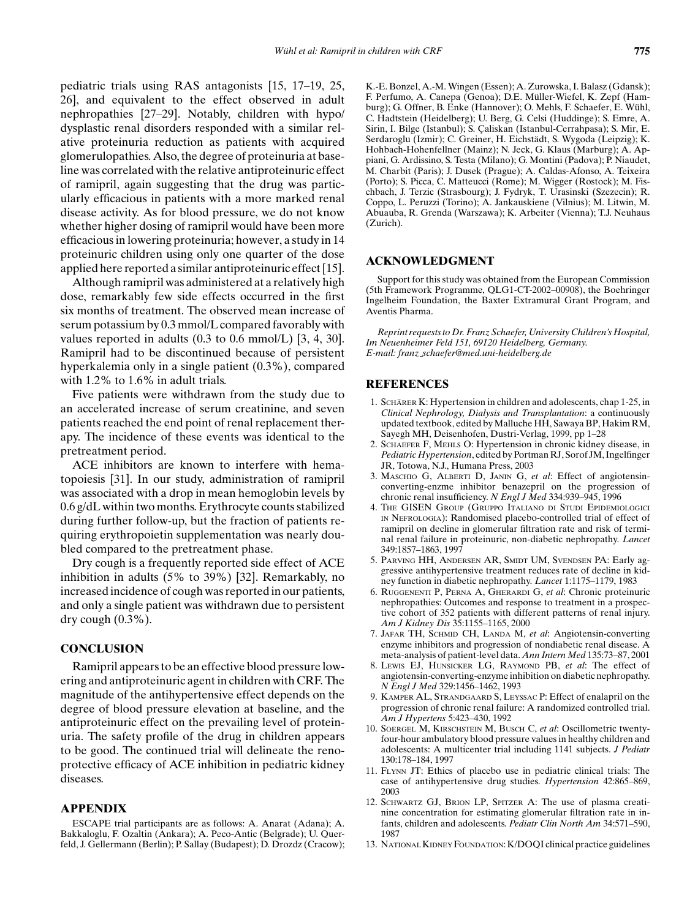pediatric trials using RAS antagonists [15, 17–19, 25, 26], and equivalent to the effect observed in adult nephropathies [27–29]. Notably, children with hypo/dysplastic renal disorders responded with a similar relative proteinuria reduction as patients with acquired glomerulopathies. Also, the degree of proteinuria at baseline was correlated with the relative antiproteinuric effect of ramipril, again suggesting that the drug was particularly efficacious in patients with a more marked renal disease activity. As for blood pressure, we do not know whether higher dosing of ramipril would have been more efficacious in lowering proteinuria; however, a study in 14 proteinuric children using only one quarter of the dose applied here reported a similar antiproteinuric effect [15].

Although ramipril was administered at a relatively high dose, remarkably few side effects occurred in the first six months of treatment. The observed mean increase of serum potassium by 0.3 mmol/L compared favorably with values reported in adults (0.3 to 0.6 mmol/L) [3, 4, 30]. Ramipril had to be discontinued because of persistent hyperkalemia only in a single patient (0.3%), compared with 1.2% to 1.6% in adult trials.

Five patients were withdrawn from the study due to an accelerated increase of serum creatinine, and seven patients reached the end point of renal replacement therapy. The incidence of these events was identical to the pretreatment period.

ACE inhibitors are known to interfere with hematopoiesis [31]. In our study, administration of ramipril was associated with a drop in mean hemoglobin levels by 0.6 g/dL within two months. Erythrocyte counts stabilized during further follow-up, but the fraction of patients requiring erythropoietin supplementation was nearly doubled compared to the pretreatment phase.

Dry cough is a frequently reported side effect of ACE inhibition in adults (5% to 39%) [32]. Remarkably, no increased incidence of cough was reported in our patients, and only a single patient was withdrawn due to persistent dry cough (0.3%).

## CONCLUSION

Ramipril appears to be an effective blood pressure lowering and antiproteinuric agent in children with CRF. The magnitude of the antihypertensive effect depends on the degree of blood pressure elevation at baseline, and the antiproteinuric effect on the prevailing level of proteinuria. The safety profile of the drug in children appears to be good. The continued trial will delineate the renoprotective efficacy of ACE inhibition in pediatric kidney diseases.

## APPENDIX

ESCAPE trial participants are as follows: A. Anarat (Adana); A. Bakkaloglu, F. Ozaltin (Ankara); A. Peco-Antic (Belgrade); U. Querfeld, J. Gellermann (Berlin); P. Sallay (Budapest); D. Drozdz (Cracow); K.-E. Bonzel, A.-M. Wingen (Essen); A. Zurowska, I. Balasz (Gdansk); F. Perfumo, A. Canepa (Genoa); D.E. Müller-Wiefel, K. Zepf (Hamburg); G. Offner, B. Enke (Hannover); O. Mehls, F. Schaefer, E. Wühl, C. Hadtstein (Heidelberg); U. Berg, G. Celsi (Huddinge); S. Emre, A. Sirin, I. Bilge (Istanbul); S. Çaliskan (Istanbul-Cerrahpasa); S. Mir, E. Serdaroglu (Izmir); C. Greiner, H. Eichstädt, S. Wygoda (Leipzig); K. Hohbach-Hohenfellner (Mainz); N. Jeck, G. Klaus (Marburg); A. Appiani, G. Ardissino, S. Testa (Milano); G. Montini (Padova); P. Niaudet, M. Charbit (Paris); J. Dusek (Prague); A. Caldas-Afonso, A. Teixeira (Porto); S. Picca, C. Matteucci (Rome); M. Wigger (Rostock); M. Fischbach, J. Terzic (Strasbourg); J. Fydryk, T. Urasinski (Szezecin); R. Coppo, L. Peruzzi (Torino); A. Jankauskiene (Vilnius); M. Litwin, M. Abuauba, R. Grenda (Warszawa); K. Arbeiter (Vienna); T.J. Neuhaus (Zurich).

## ACKNOWLEDGMENT

Support for this study was obtained from the European Commission (5th Framework Programme, QLG1-CT-2002–00908), the Boehringer Ingelheim Foundation, the Baxter Extramural Grant Program, and Aventis Pharma.

*Reprint requests to Dr. Franz Schaefer, University Children's Hospital, Im Neuenheimer Feld 151, 69120 Heidelberg, Germany.*
*E-mail: franz_schaefer@med.uni-heidelberg.de*

## REFERENCES

1. Schärer K: Hypertension in children and adolescents, chap 1-25, in *Clinical Nephrology, Dialysis and Transplantation*: a continuously updated textbook, edited by Malluche HH, Sawaya BP, Hakim RM, Sayegh MH, Deisenhofen, Dustri-Verlag, 1999, pp 1–28
2. Schaefer F, Mehls O: Hypertension in chronic kidney disease, in *Pediatric Hypertension*, edited by Portman RJ, Sorof JM, Ingelfinger JR, Totowa, N.J., Humana Press, 2003
3. Maschio G, Alberti D, Janin G, *et al*: Effect of angiotensin-converting-enzme inhibitor benazepril on the progression of chronic renal insufficiency. *N Engl J Med* 334:939–945, 1996
4. The GISEN Group (Gruppo Italiano di Studi Epidemiologici in Nefrologia): Randomised placebo-controlled trial of effect of ramipril on decline in glomerular filtration rate and risk of terminal renal failure in proteinuric, non-diabetic nephropathy. *Lancet* 349:1857–1863, 1997
5. Parving HH, Andersen AR, Smidt UM, Svendsen PA: Early aggressive antihypertensive treatment reduces rate of decline in kidney function in diabetic nephropathy. *Lancet* 1:1175–1179, 1983
6. Ruggenenti P, Perna A, Gherardi G, *et al*: Chronic proteinuric nephropathies: Outcomes and response to treatment in a prospective cohort of 352 patients with different patterns of renal injury. *Am J Kidney Dis* 35:1155–1165, 2000
7. Jafar TH, Schmid CH, Landa M, *et al*: Angiotensin-converting enzyme inhibitors and progression of nondiabetic renal disease. A meta-analysis of patient-level data. *Ann Intern Med* 135:73–87, 2001
8. Lewis EJ, Hunsicker LG, Raymond PB, *et al*: The effect of angiotensin-converting-enzyme inhibition on diabetic nephropathy. *N Engl J Med* 329:1456–1462, 1993
9. Kamper AL, Strandgaard S, Leyssac P: Effect of enalapril on the progression of chronic renal failure: A randomized controlled trial. *Am J Hypertens* 5:423–430, 1992
10. Soergel M, Kirschstein M, Busch C, *et al*: Oscillometric twenty-four-hour ambulatory blood pressure values in healthy children and adolescents: A multicenter trial including 1141 subjects. *J Pediatr* 130:178–184, 1997
11. Flynn JT: Ethics of placebo use in pediatric clinical trials: The case of antihypertensive drug studies. *Hypertension* 42:865–869, 2003
12. Schwartz GJ, Brion LP, Spitzer A: The use of plasma creatinine concentration for estimating glomerular filtration rate in infants, children and adolescents. *Pediatr Clin North Am* 34:571–590, 1987
13. National Kidney Foundation: K/DOQI clinical practice guidelines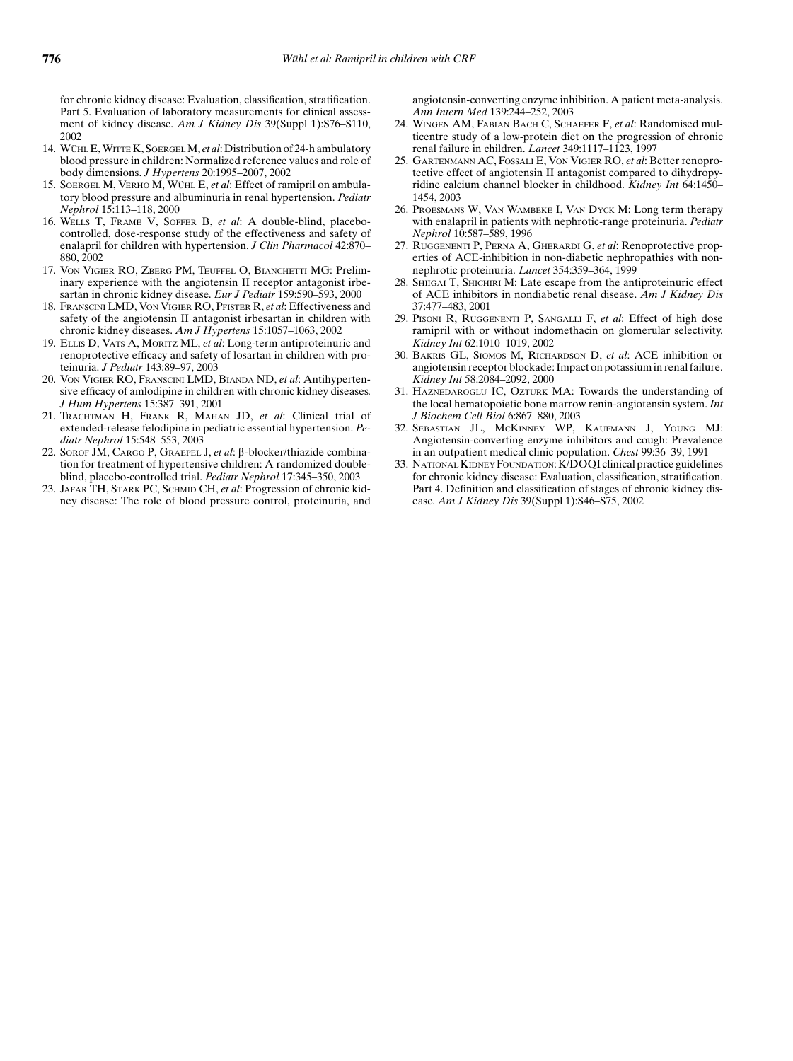for chronic kidney disease: Evaluation, classification, stratification. Part 5. Evaluation of laboratory measurements for clinical assessment of kidney disease. *Am J Kidney Dis* 39(Suppl 1):S76–S110, 2002

14. Wühl E, Witte K, Soergel M, *et al*: Distribution of 24-h ambulatory blood pressure in children: Normalized reference values and role of body dimensions. *J Hypertens* 20:1995–2007, 2002
15. Soergel M, Verho M, Wühl E, *et al*: Effect of ramipril on ambulatory blood pressure and albuminuria in renal hypertension. *Pediatr Nephrol* 15:113–118, 2000
16. Wells T, Frame V, Soffer B, *et al*: A double-blind, placebo-controlled, dose-response study of the effectiveness and safety of enalapril for children with hypertension. *J Clin Pharmacol* 42:870–880, 2002
17. Von Vigier RO, Zberg PM, Teuffel O, Bianchetti MG: Preliminary experience with the angiotensin II receptor antagonist irbesartan in chronic kidney disease. *Eur J Pediatr* 159:590–593, 2000
18. Franscini LMD, Von Vigier RO, Pfister R, *et al*: Effectiveness and safety of the angiotensin II antagonist irbesartan in children with chronic kidney diseases. *Am J Hypertens* 15:1057–1063, 2002
19. Ellis D, Vats A, Moritz ML, *et al*: Long-term antiproteinuric and renoprotective efficacy and safety of losartan in children with proteinuria. *J Pediatr* 143:89–97, 2003
20. Von Vigier RO, Franscini LMD, Bianda ND, *et al*: Antihypertensive efficacy of amlodipine in children with chronic kidney diseases. *J Hum Hypertens* 15:387–391, 2001
21. Trachtman H, Frank R, Mahan JD, *et al*: Clinical trial of extended-release felodipine in pediatric essential hypertension. *Pediatr Nephrol* 15:548–553, 2003
22. Sorof JM, Cargo P, Graepel J, *et al*: β-blocker/thiazide combination for treatment of hypertensive children: A randomized double-blind, placebo-controlled trial. *Pediatr Nephrol* 17:345–350, 2003
23. Jafar TH, Stark PC, Schmid CH, *et al*: Progression of chronic kidney disease: The role of blood pressure control, proteinuria, and angiotensin-converting enzyme inhibition. A patient meta-analysis. *Ann Intern Med* 139:244–252, 2003
24. Wingen AM, Fabian Bach C, Schaefer F, *et al*: Randomised multicentre study of a low-protein diet on the progression of chronic renal failure in children. *Lancet* 349:1117–1123, 1997
25. Gartenmann AC, Fossali E, Von Vigier RO, *et al*: Better renoprotective effect of angiotensin II antagonist compared to dihydropyridine calcium channel blocker in childhood. *Kidney Int* 64:1450–1454, 2003
26. Proesmans W, Van Wambeke I, Van Dyck M: Long term therapy with enalapril in patients with nephrotic-range proteinuria. *Pediatr Nephrol* 10:587–589, 1996
27. Ruggenenti P, Perna A, Gherardi G, *et al*: Renoprotective properties of ACE-inhibition in non-diabetic nephropathies with non-nephrotic proteinuria. *Lancet* 354:359–364, 1999
28. Shiigai T, Shichiri M: Late escape from the antiproteinuric effect of ACE inhibitors in nondiabetic renal disease. *Am J Kidney Dis* 37:477–483, 2001
29. Pisoni R, Ruggenenti P, Sangalli F, *et al*: Effect of high dose ramipril with or without indomethacin on glomerular selectivity. *Kidney Int* 62:1010–1019, 2002
30. Bakris GL, Siomos M, Richardson D, *et al*: ACE inhibition or angiotensin receptor blockade: Impact on potassium in renal failure. *Kidney Int* 58:2084–2092, 2000
31. Haznedaroglu IC, Ozturk MA: Towards the understanding of the local hematopoietic bone marrow renin-angiotensin system. *Int J Biochem Cell Biol* 6:867–880, 2003
32. Sebastian JL, McKinney WP, Kaufmann J, Young MJ: Angiotensin-converting enzyme inhibitors and cough: Prevalence in an outpatient medical clinic population. *Chest* 99:36–39, 1991
33. National Kidney Foundation: K/DOQI clinical practice guidelines for chronic kidney disease: Evaluation, classification, stratification. Part 4. Definition and classification of stages of chronic kidney disease. *Am J Kidney Dis* 39(Suppl 1):S46–S75, 2002